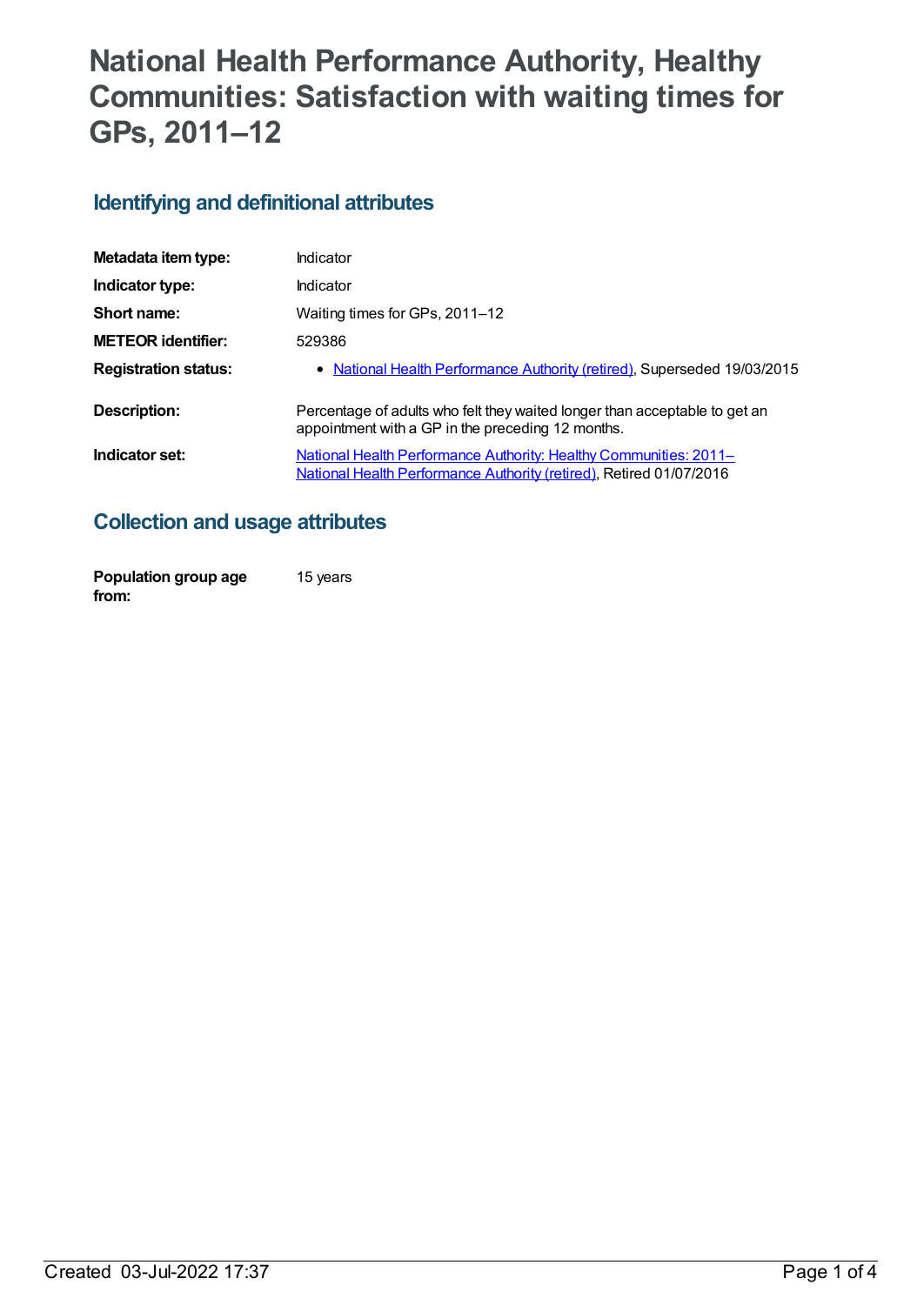# National Health Performance Authority, Healthy Communities: Satisfaction with waiting times for GPs, 2011–12

## Identifying and definitional attributes

| | |
|---|---|
| **Metadata item type:** | Indicator |
| **Indicator type:** | Indicator |
| **Short name:** | Waiting times for GPs, 2011–12 |
| **METEOR identifier:** | 529386 |
| **Registration status:** | • National Health Performance Authority (retired), Superseded 19/03/2015 |
| **Description:** | Percentage of adults who felt they waited longer than acceptable to get an appointment with a GP in the preceding 12 months. |
| **Indicator set:** | National Health Performance Authority: Healthy Communities: 2011– National Health Performance Authority (retired), Retired 01/07/2016 |

## Collection and usage attributes

| | |
|---|---|
| **Population group age from:** | 15 years |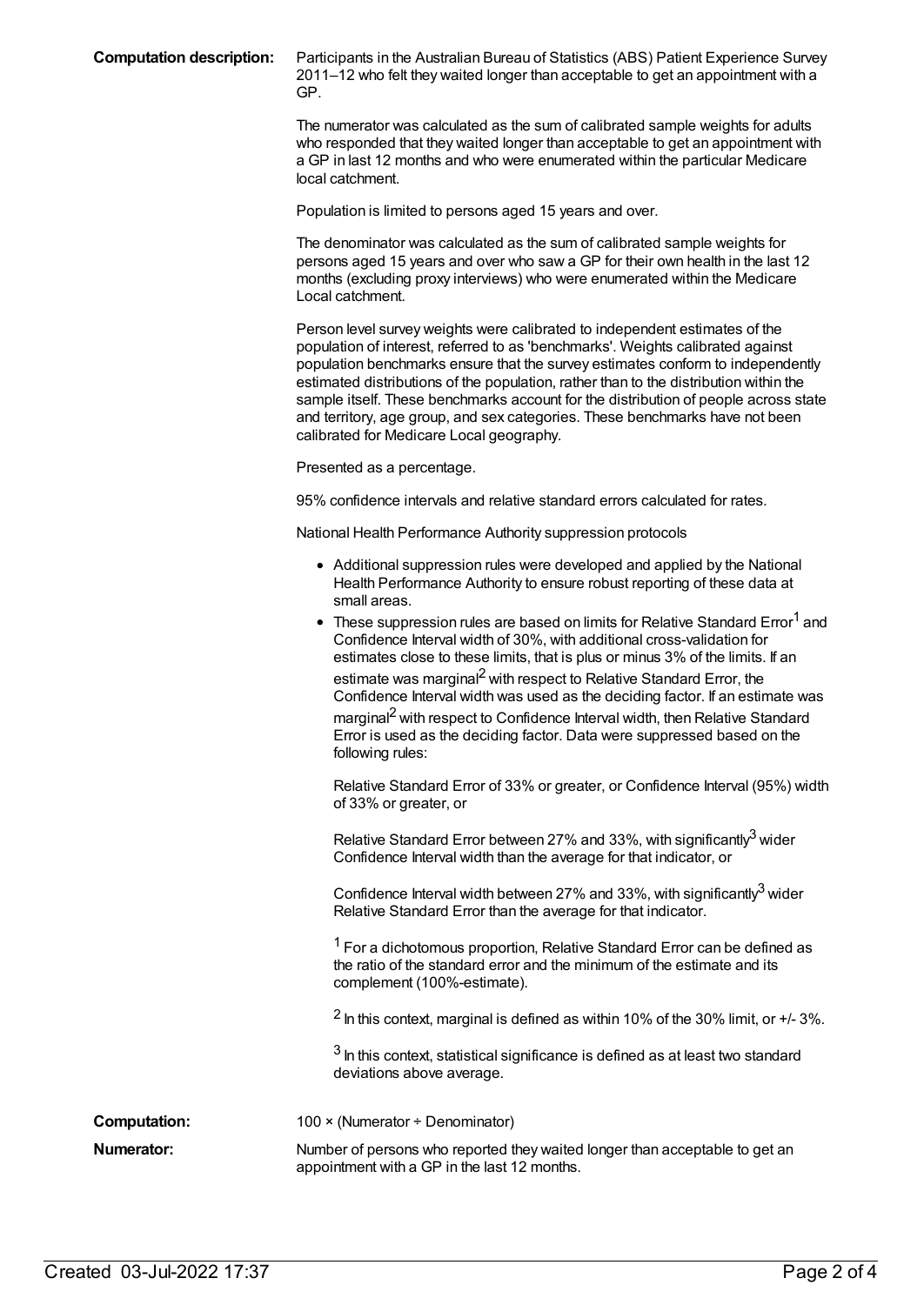**Computation description:** Participants in the Australian Bureau of Statistics (ABS) Patient Experience Survey 2011–12 who felt they waited longer than acceptable to get an appointment with a GP.

The numerator was calculated as the sum of calibrated sample weights for adults who responded that they waited longer than acceptable to get an appointment with a GP in last 12 months and who were enumerated within the particular Medicare local catchment.

Population is limited to persons aged 15 years and over.

The denominator was calculated as the sum of calibrated sample weights for persons aged 15 years and over who saw a GP for their own health in the last 12 months (excluding proxy interviews) who were enumerated within the Medicare Local catchment.

Person level survey weights were calibrated to independent estimates of the population of interest, referred to as 'benchmarks'. Weights calibrated against population benchmarks ensure that the survey estimates conform to independently estimated distributions of the population, rather than to the distribution within the sample itself. These benchmarks account for the distribution of people across state and territory, age group, and sex categories. These benchmarks have not been calibrated for Medicare Local geography.

Presented as a percentage.

95% confidence intervals and relative standard errors calculated for rates.

National Health Performance Authority suppression protocols

- Additional suppression rules were developed and applied by the National Health Performance Authority to ensure robust reporting of these data at small areas.
- These suppression rules are based on limits for Relative Standard Error[1] and Confidence Interval width of 30%, with additional cross-validation for estimates close to these limits, that is plus or minus 3% of the limits. If an estimate was marginal[2] with respect to Relative Standard Error, the Confidence Interval width was used as the deciding factor. If an estimate was marginal[2] with respect to Confidence Interval width, then Relative Standard Error is used as the deciding factor. Data were suppressed based on the following rules:

  Relative Standard Error of 33% or greater, or Confidence Interval (95%) width of 33% or greater, or

  Relative Standard Error between 27% and 33%, with significantly[3] wider Confidence Interval width than the average for that indicator, or

  Confidence Interval width between 27% and 33%, with significantly[3] wider Relative Standard Error than the average for that indicator.

  [1] For a dichotomous proportion, Relative Standard Error can be defined as the ratio of the standard error and the minimum of the estimate and its complement (100%-estimate).

  [2] In this context, marginal is defined as within 10% of the 30% limit, or +/- 3%.

  [3] In this context, statistical significance is defined as at least two standard deviations above average.

**Computation:** 100 × (Numerator ÷ Denominator)

**Numerator:** Number of persons who reported they waited longer than acceptable to get an appointment with a GP in the last 12 months.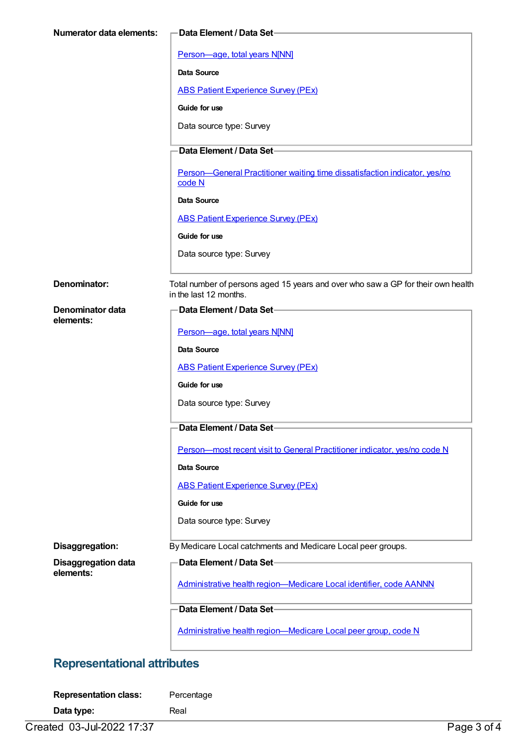**Numerator data elements:**

**Data Element / Data Set**

Person—age, total years N[NN]

**Data Source**

ABS Patient Experience Survey (PEx)

**Guide for use**

Data source type: Survey

**Data Element / Data Set**

Person—General Practitioner waiting time dissatisfaction indicator, yes/no code N

**Data Source**

ABS Patient Experience Survey (PEx)

**Guide for use**

Data source type: Survey

**Denominator:** Total number of persons aged 15 years and over who saw a GP for their own health in the last 12 months.

**Denominator data elements:**

**Data Element / Data Set**

Person—age, total years N[NN]

**Data Source**

ABS Patient Experience Survey (PEx)

**Guide for use**

Data source type: Survey

**Data Element / Data Set**

Person—most recent visit to General Practitioner indicator, yes/no code N

**Data Source**

ABS Patient Experience Survey (PEx)

**Guide for use**

Data source type: Survey

**Disaggregation:** By Medicare Local catchments and Medicare Local peer groups.

**Disaggregation data elements:**

**Data Element / Data Set**

Administrative health region—Medicare Local identifier, code AANNN

**Data Element / Data Set**

Administrative health region—Medicare Local peer group, code N

## Representational attributes

**Representation class:** Percentage

**Data type:** Real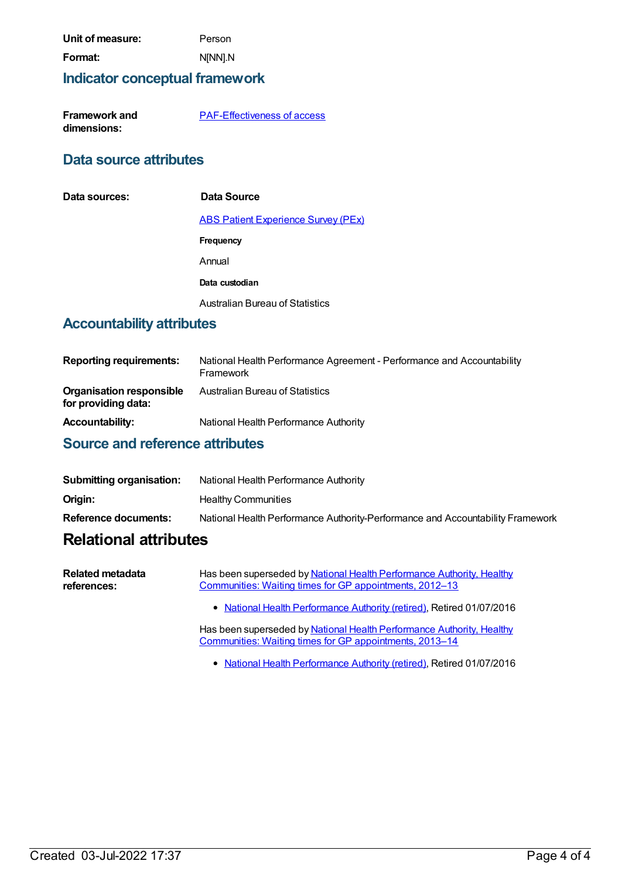**Unit of measure:** Person

**Format:** N[NN].N

## Indicator conceptual framework

**Framework and dimensions:** PAF-Effectiveness of access

## Data source attributes

**Data sources:**

**Data Source**

ABS Patient Experience Survey (PEx)

**Frequency**

Annual

**Data custodian**

Australian Bureau of Statistics

## Accountability attributes

**Reporting requirements:** National Health Performance Agreement - Performance and Accountability Framework

**Organisation responsible for providing data:** Australian Bureau of Statistics

**Accountability:** National Health Performance Authority

## Source and reference attributes

**Submitting organisation:** National Health Performance Authority

**Origin:** Healthy Communities

**Reference documents:** National Health Performance Authority-Performance and Accountability Framework

# Relational attributes

**Related metadata references:**

Has been superseded by National Health Performance Authority, Healthy Communities: Waiting times for GP appointments, 2012–13

- National Health Performance Authority (retired), Retired 01/07/2016

Has been superseded by National Health Performance Authority, Healthy Communities: Waiting times for GP appointments, 2013–14

- National Health Performance Authority (retired), Retired 01/07/2016